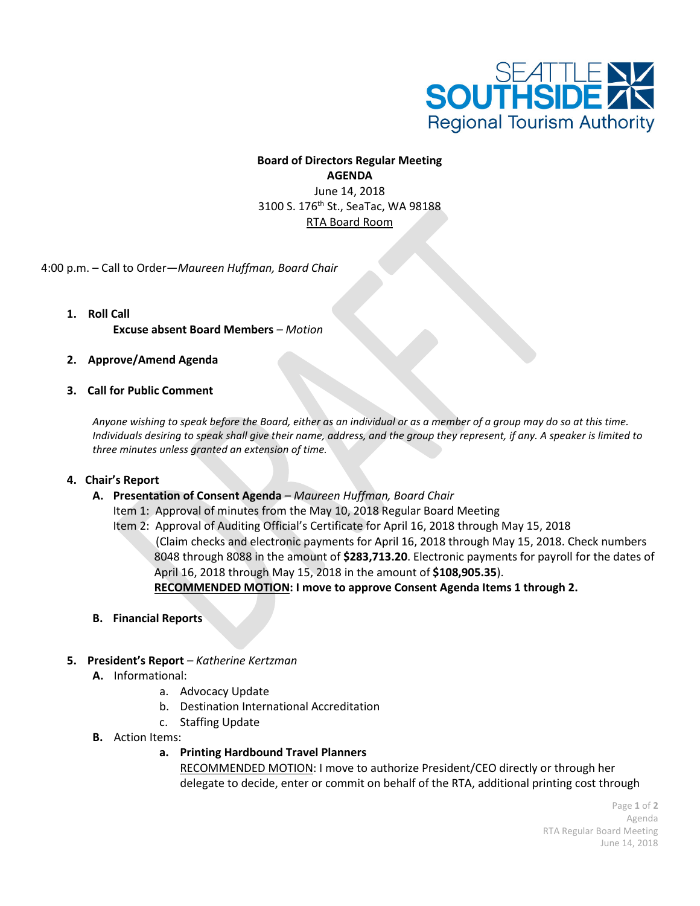**Board of Directors Regular Meeting**
**AGENDA**
June 14, 2018
3100 S. 176th St., SeaTac, WA 98188
RTA Board Room

4:00 p.m. – Call to Order—*Maureen Huffman, Board Chair*

1. **Roll Call**
   **Excuse absent Board Members** – *Motion*

2. **Approve/Amend Agenda**

3. **Call for Public Comment**

   *Anyone wishing to speak before the Board, either as an individual or as a member of a group may do so at this time. Individuals desiring to speak shall give their name, address, and the group they represent, if any. A speaker is limited to three minutes unless granted an extension of time.*

4. **Chair's Report**
   - **A. Presentation of Consent Agenda** – *Maureen Huffman, Board Chair*
     Item 1: Approval of minutes from the May 10, 2018 Regular Board Meeting
     Item 2: Approval of Auditing Official's Certificate for April 16, 2018 through May 15, 2018
     (Claim checks and electronic payments for April 16, 2018 through May 15, 2018. Check numbers 8048 through 8088 in the amount of **$283,713.20**. Electronic payments for payroll for the dates of April 16, 2018 through May 15, 2018 in the amount of **$108,905.35**).
     **RECOMMENDED MOTION: I move to approve Consent Agenda Items 1 through 2.**
   - **B. Financial Reports**

5. **President's Report** – *Katherine Kertzman*
   - **A.** Informational:
     - a. Advocacy Update
     - b. Destination International Accreditation
     - c. Staffing Update
   - **B.** Action Items:
     - **a. Printing Hardbound Travel Planners**
       RECOMMENDED MOTION: I move to authorize President/CEO directly or through her delegate to decide, enter or commit on behalf of the RTA, additional printing cost through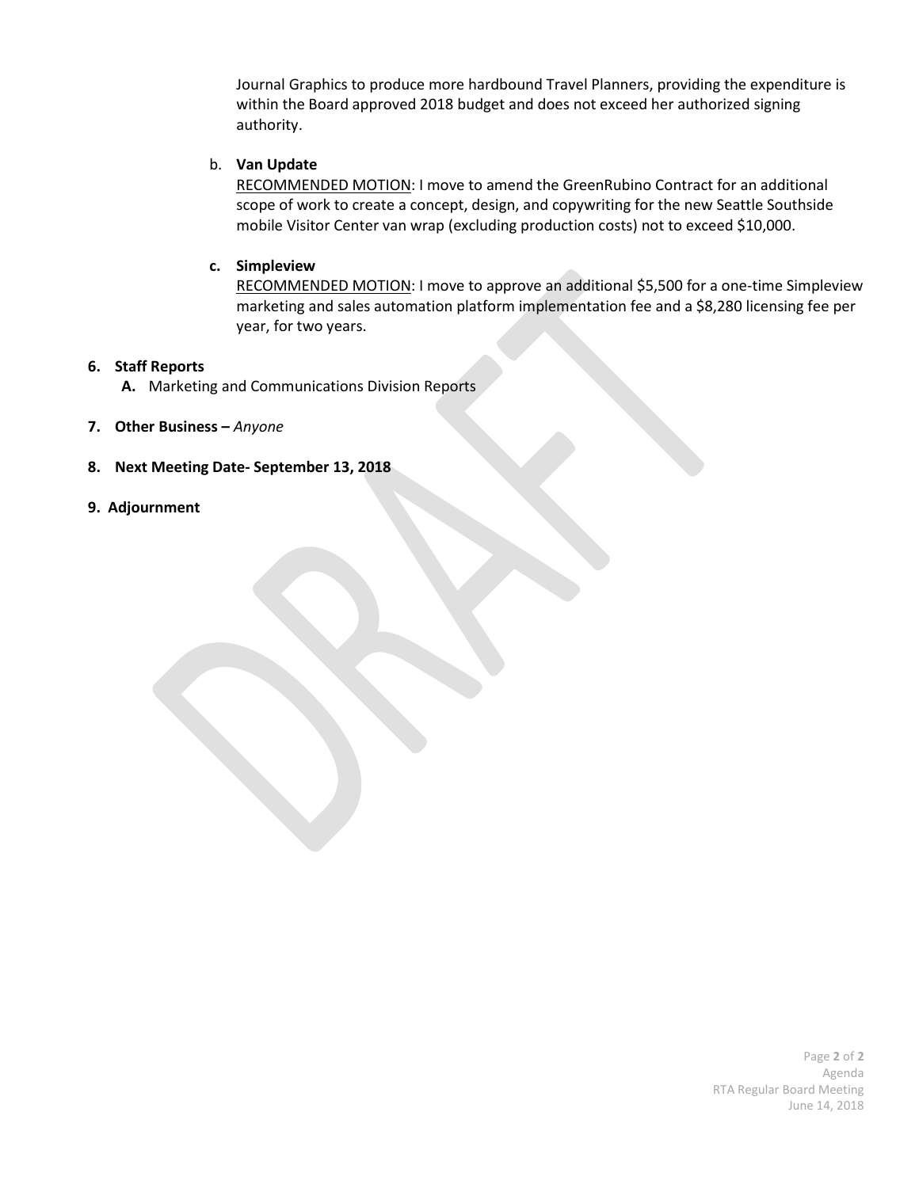Journal Graphics to produce more hardbound Travel Planners, providing the expenditure is within the Board approved 2018 budget and does not exceed her authorized signing authority.

b. **Van Update**
   RECOMMENDED MOTION: I move to amend the GreenRubino Contract for an additional scope of work to create a concept, design, and copywriting for the new Seattle Southside mobile Visitor Center van wrap (excluding production costs) not to exceed $10,000.

c. **Simpleview**
   RECOMMENDED MOTION: I move to approve an additional $5,500 for a one-time Simpleview marketing and sales automation platform implementation fee and a $8,280 licensing fee per year, for two years.

**6. Staff Reports**

   **A.** Marketing and Communications Division Reports

**7. Other Business –** *Anyone*

**8. Next Meeting Date- September 13, 2018**

**9. Adjournment**